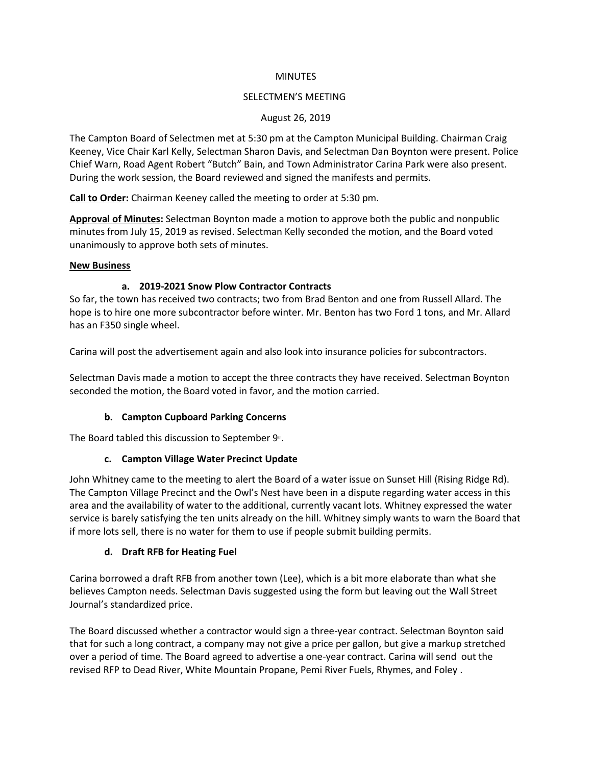MINUTES

SELECTMEN'S MEETING

August 26, 2019

The Campton Board of Selectmen met at 5:30 pm at the Campton Municipal Building. Chairman Craig Keeney, Vice Chair Karl Kelly, Selectman Sharon Davis, and Selectman Dan Boynton were present. Police Chief Warn, Road Agent Robert "Butch" Bain, and Town Administrator Carina Park were also present. During the work session, the Board reviewed and signed the manifests and permits.

**Call to Order:** Chairman Keeney called the meeting to order at 5:30 pm.

**Approval of Minutes:** Selectman Boynton made a motion to approve both the public and nonpublic minutes from July 15, 2019 as revised. Selectman Kelly seconded the motion, and the Board voted unanimously to approve both sets of minutes.

**New Business**

**a. 2019-2021 Snow Plow Contractor Contracts**

So far, the town has received two contracts; two from Brad Benton and one from Russell Allard. The hope is to hire one more subcontractor before winter. Mr. Benton has two Ford 1 tons, and Mr. Allard has an F350 single wheel.

Carina will post the advertisement again and also look into insurance policies for subcontractors.

Selectman Davis made a motion to accept the three contracts they have received. Selectman Boynton seconded the motion, the Board voted in favor, and the motion carried.

**b. Campton Cupboard Parking Concerns**

The Board tabled this discussion to September 9th.

**c. Campton Village Water Precinct Update**

John Whitney came to the meeting to alert the Board of a water issue on Sunset Hill (Rising Ridge Rd). The Campton Village Precinct and the Owl's Nest have been in a dispute regarding water access in this area and the availability of water to the additional, currently vacant lots. Whitney expressed the water service is barely satisfying the ten units already on the hill. Whitney simply wants to warn the Board that if more lots sell, there is no water for them to use if people submit building permits.

**d. Draft RFB for Heating Fuel**

Carina borrowed a draft RFB from another town (Lee), which is a bit more elaborate than what she believes Campton needs. Selectman Davis suggested using the form but leaving out the Wall Street Journal's standardized price.

The Board discussed whether a contractor would sign a three-year contract. Selectman Boynton said that for such a long contract, a company may not give a price per gallon, but give a markup stretched over a period of time. The Board agreed to advertise a one-year contract. Carina will send out the revised RFP to Dead River, White Mountain Propane, Pemi River Fuels, Rhymes, and Foley .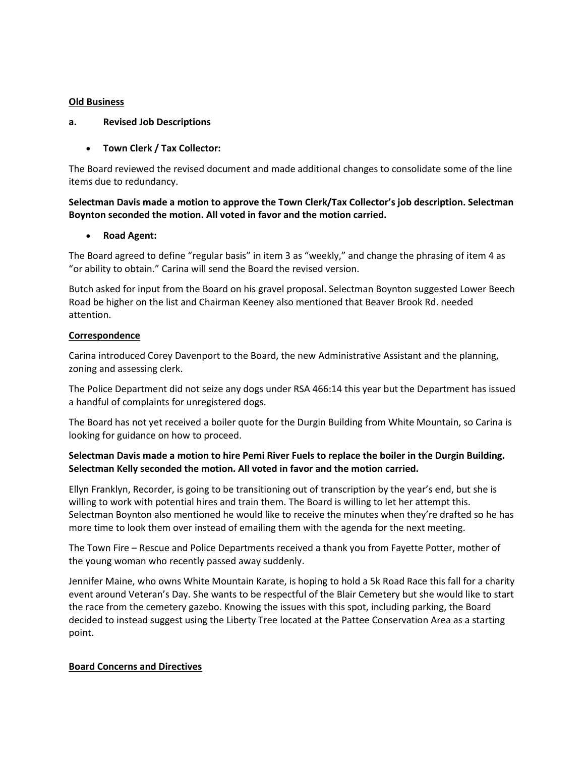**Old Business**

**a. Revised Job Descriptions**

- **Town Clerk / Tax Collector:**

The Board reviewed the revised document and made additional changes to consolidate some of the line items due to redundancy.

**Selectman Davis made a motion to approve the Town Clerk/Tax Collector's job description. Selectman Boynton seconded the motion. All voted in favor and the motion carried.**

- **Road Agent:**

The Board agreed to define "regular basis" in item 3 as "weekly," and change the phrasing of item 4 as "or ability to obtain." Carina will send the Board the revised version.

Butch asked for input from the Board on his gravel proposal. Selectman Boynton suggested Lower Beech Road be higher on the list and Chairman Keeney also mentioned that Beaver Brook Rd. needed attention.

**Correspondence**

Carina introduced Corey Davenport to the Board, the new Administrative Assistant and the planning, zoning and assessing clerk.

The Police Department did not seize any dogs under RSA 466:14 this year but the Department has issued a handful of complaints for unregistered dogs.

The Board has not yet received a boiler quote for the Durgin Building from White Mountain, so Carina is looking for guidance on how to proceed.

**Selectman Davis made a motion to hire Pemi River Fuels to replace the boiler in the Durgin Building. Selectman Kelly seconded the motion. All voted in favor and the motion carried.**

Ellyn Franklyn, Recorder, is going to be transitioning out of transcription by the year's end, but she is willing to work with potential hires and train them. The Board is willing to let her attempt this. Selectman Boynton also mentioned he would like to receive the minutes when they're drafted so he has more time to look them over instead of emailing them with the agenda for the next meeting.

The Town Fire – Rescue and Police Departments received a thank you from Fayette Potter, mother of the young woman who recently passed away suddenly.

Jennifer Maine, who owns White Mountain Karate, is hoping to hold a 5k Road Race this fall for a charity event around Veteran's Day. She wants to be respectful of the Blair Cemetery but she would like to start the race from the cemetery gazebo. Knowing the issues with this spot, including parking, the Board decided to instead suggest using the Liberty Tree located at the Pattee Conservation Area as a starting point.

**Board Concerns and Directives**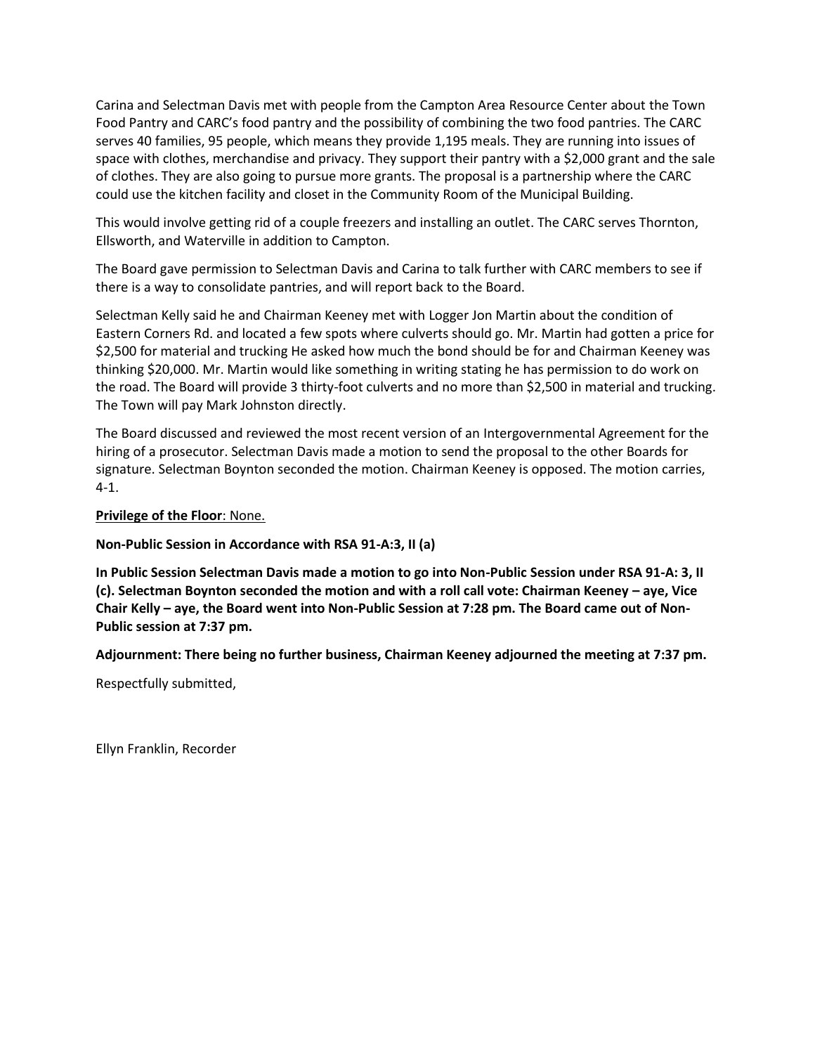Carina and Selectman Davis met with people from the Campton Area Resource Center about the Town Food Pantry and CARC's food pantry and the possibility of combining the two food pantries. The CARC serves 40 families, 95 people, which means they provide 1,195 meals. They are running into issues of space with clothes, merchandise and privacy. They support their pantry with a $2,000 grant and the sale of clothes. They are also going to pursue more grants. The proposal is a partnership where the CARC could use the kitchen facility and closet in the Community Room of the Municipal Building.

This would involve getting rid of a couple freezers and installing an outlet. The CARC serves Thornton, Ellsworth, and Waterville in addition to Campton.

The Board gave permission to Selectman Davis and Carina to talk further with CARC members to see if there is a way to consolidate pantries, and will report back to the Board.

Selectman Kelly said he and Chairman Keeney met with Logger Jon Martin about the condition of Eastern Corners Rd. and located a few spots where culverts should go. Mr. Martin had gotten a price for $2,500 for material and trucking He asked how much the bond should be for and Chairman Keeney was thinking $20,000. Mr. Martin would like something in writing stating he has permission to do work on the road. The Board will provide 3 thirty-foot culverts and no more than $2,500 in material and trucking. The Town will pay Mark Johnston directly.

The Board discussed and reviewed the most recent version of an Intergovernmental Agreement for the hiring of a prosecutor. Selectman Davis made a motion to send the proposal to the other Boards for signature. Selectman Boynton seconded the motion. Chairman Keeney is opposed. The motion carries, 4-1.

**Privilege of the Floor**: None.

**Non-Public Session in Accordance with RSA 91-A:3, II (a)**

**In Public Session Selectman Davis made a motion to go into Non-Public Session under RSA 91-A: 3, II (c). Selectman Boynton seconded the motion and with a roll call vote: Chairman Keeney – aye, Vice Chair Kelly – aye, the Board went into Non-Public Session at 7:28 pm. The Board came out of Non-Public session at 7:37 pm.**

**Adjournment: There being no further business, Chairman Keeney adjourned the meeting at 7:37 pm.**

Respectfully submitted,

Ellyn Franklin, Recorder